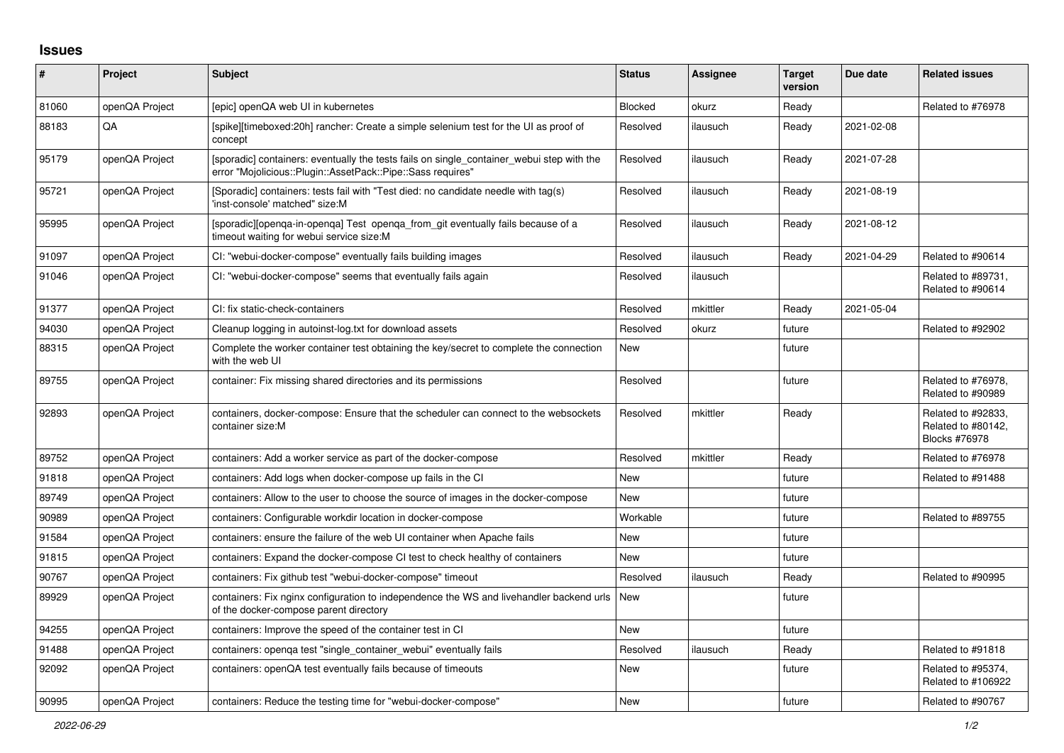## Issues

| # | Project | Subject | Status | Assignee | Target version | Due date | Related issues |
|---|---|---|---|---|---|---|---|
| 81060 | openQA Project | [epic] openQA web UI in kubernetes | Blocked | okurz | Ready | | Related to #76978 |
| 88183 | QA | [spike][timeboxed:20h] rancher: Create a simple selenium test for the UI as proof of concept | Resolved | ilausuch | Ready | 2021-02-08 | |
| 95179 | openQA Project | [sporadic] containers: eventually the tests fails on single_container_webui step with the error "Mojolicious::Plugin::AssetPack::Pipe::Sass requires" | Resolved | ilausuch | Ready | 2021-07-28 | |
| 95721 | openQA Project | [Sporadic] containers: tests fail with "Test died: no candidate needle with tag(s) 'inst-console' matched" size:M | Resolved | ilausuch | Ready | 2021-08-19 | |
| 95995 | openQA Project | [sporadic][openqa-in-openqa] Test openqa_from_git eventually fails because of a timeout waiting for webui service size:M | Resolved | ilausuch | Ready | 2021-08-12 | |
| 91097 | openQA Project | CI: "webui-docker-compose" eventually fails building images | Resolved | ilausuch | Ready | 2021-04-29 | Related to #90614 |
| 91046 | openQA Project | CI: "webui-docker-compose" seems that eventually fails again | Resolved | ilausuch | | | Related to #89731, Related to #90614 |
| 91377 | openQA Project | CI: fix static-check-containers | Resolved | mkittler | Ready | 2021-05-04 | |
| 94030 | openQA Project | Cleanup logging in autoinst-log.txt for download assets | Resolved | okurz | future | | Related to #92902 |
| 88315 | openQA Project | Complete the worker container test obtaining the key/secret to complete the connection with the web UI | New | | future | | |
| 89755 | openQA Project | container: Fix missing shared directories and its permissions | Resolved | | future | | Related to #76978, Related to #90989 |
| 92893 | openQA Project | containers, docker-compose: Ensure that the scheduler can connect to the websockets container size:M | Resolved | mkittler | Ready | | Related to #92833, Related to #80142, Blocks #76978 |
| 89752 | openQA Project | containers: Add a worker service as part of the docker-compose | Resolved | mkittler | Ready | | Related to #76978 |
| 91818 | openQA Project | containers: Add logs when docker-compose up fails in the CI | New | | future | | Related to #91488 |
| 89749 | openQA Project | containers: Allow to the user to choose the source of images in the docker-compose | New | | future | | |
| 90989 | openQA Project | containers: Configurable workdir location in docker-compose | Workable | | future | | Related to #89755 |
| 91584 | openQA Project | containers: ensure the failure of the web UI container when Apache fails | New | | future | | |
| 91815 | openQA Project | containers: Expand the docker-compose CI test to check healthy of containers | New | | future | | |
| 90767 | openQA Project | containers: Fix github test "webui-docker-compose" timeout | Resolved | ilausuch | Ready | | Related to #90995 |
| 89929 | openQA Project | containers: Fix nginx configuration to independence the WS and livehandler backend urls of the docker-compose parent directory | New | | future | | |
| 94255 | openQA Project | containers: Improve the speed of the container test in CI | New | | future | | |
| 91488 | openQA Project | containers: openqa test "single_container_webui" eventually fails | Resolved | ilausuch | Ready | | Related to #91818 |
| 92092 | openQA Project | containers: openQA test eventually fails because of timeouts | New | | future | | Related to #95374, Related to #106922 |
| 90995 | openQA Project | containers: Reduce the testing time for "webui-docker-compose" | New | | future | | Related to #90767 |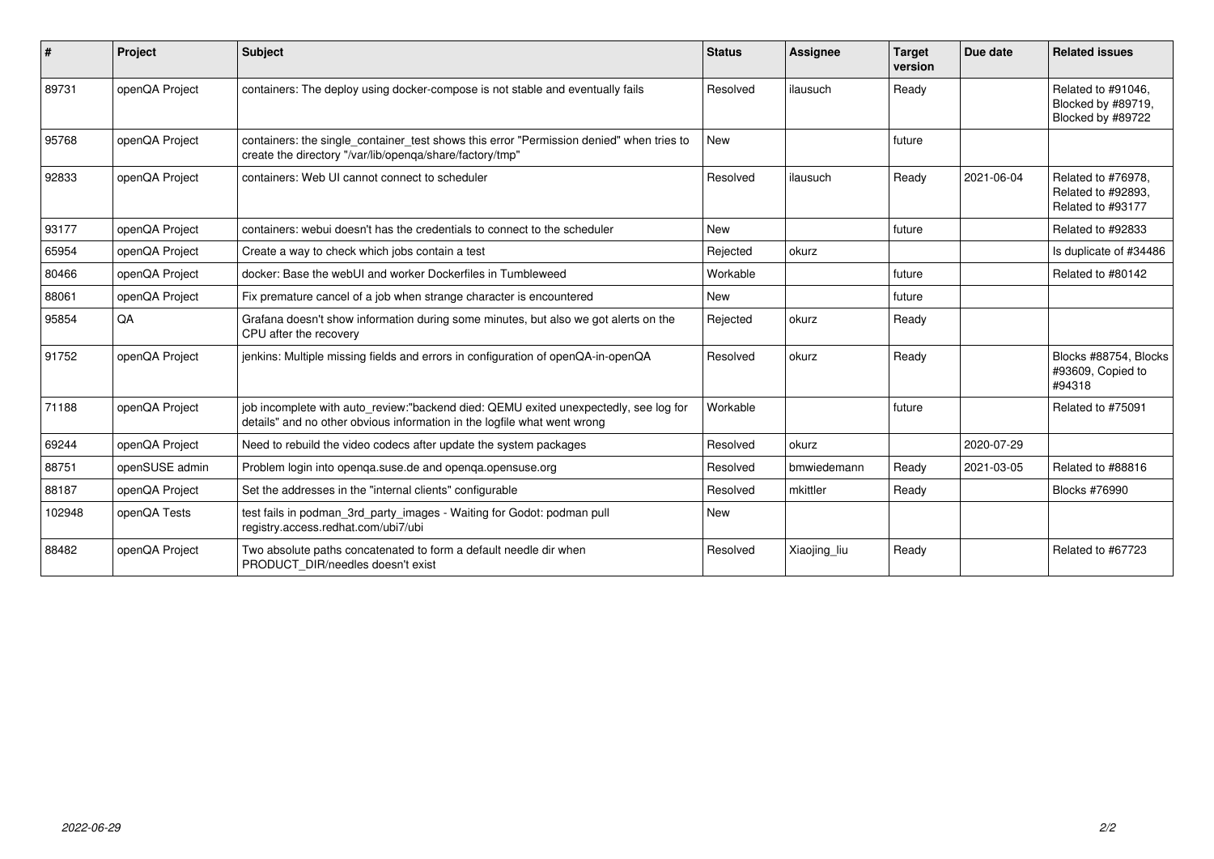| # | Project | Subject | Status | Assignee | Target version | Due date | Related issues |
|---|---|---|---|---|---|---|---|
| 89731 | openQA Project | containers: The deploy using docker-compose is not stable and eventually fails | Resolved | ilausuch | Ready | | Related to #91046, Blocked by #89719, Blocked by #89722 |
| 95768 | openQA Project | containers: the single_container_test shows this error "Permission denied" when tries to create the directory "/var/lib/openqa/share/factory/tmp" | New | | future | | |
| 92833 | openQA Project | containers: Web UI cannot connect to scheduler | Resolved | ilausuch | Ready | 2021-06-04 | Related to #76978, Related to #92893, Related to #93177 |
| 93177 | openQA Project | containers: webui doesn't has the credentials to connect to the scheduler | New | | future | | Related to #92833 |
| 65954 | openQA Project | Create a way to check which jobs contain a test | Rejected | okurz | | | Is duplicate of #34486 |
| 80466 | openQA Project | docker: Base the webUI and worker Dockerfiles in Tumbleweed | Workable | | future | | Related to #80142 |
| 88061 | openQA Project | Fix premature cancel of a job when strange character is encountered | New | | future | | |
| 95854 | QA | Grafana doesn't show information during some minutes, but also we got alerts on the CPU after the recovery | Rejected | okurz | Ready | | |
| 91752 | openQA Project | jenkins: Multiple missing fields and errors in configuration of openQA-in-openQA | Resolved | okurz | Ready | | Blocks #88754, Blocks #93609, Copied to #94318 |
| 71188 | openQA Project | job incomplete with auto_review:"backend died: QEMU exited unexpectedly, see log for details" and no other obvious information in the logfile what went wrong | Workable | | future | | Related to #75091 |
| 69244 | openQA Project | Need to rebuild the video codecs after update the system packages | Resolved | okurz | | 2020-07-29 | |
| 88751 | openSUSE admin | Problem login into openqa.suse.de and openqa.opensuse.org | Resolved | bmwiedemann | Ready | 2021-03-05 | Related to #88816 |
| 88187 | openQA Project | Set the addresses in the "internal clients" configurable | Resolved | mkittler | Ready | | Blocks #76990 |
| 102948 | openQA Tests | test fails in podman_3rd_party_images - Waiting for Godot: podman pull registry.access.redhat.com/ubi7/ubi | New | | | | |
| 88482 | openQA Project | Two absolute paths concatenated to form a default needle dir when PRODUCT_DIR/needles doesn't exist | Resolved | Xiaojing_liu | Ready | | Related to #67723 |